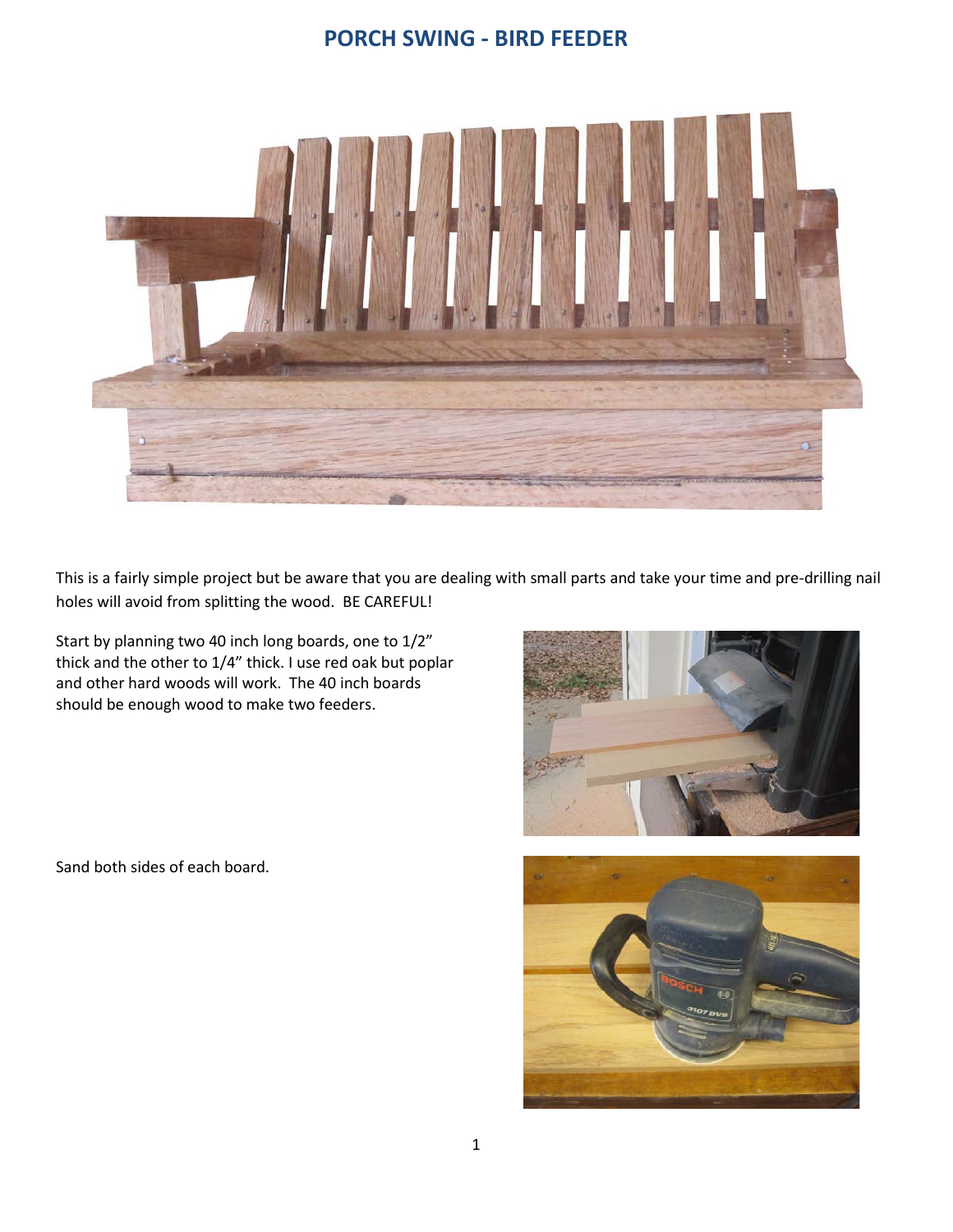# PORCH SWING - BIRD FEEDER

This is a fairly simple project but be aware that you are dealing with small parts and take your time and pre-drilling nail holes will avoid from splitting the wood. BE CAREFUL!

Start by planning two 40 inch long boards, one to 1/2" thick and the other to 1/4" thick. I use red oak but poplar and other hard woods will work. The 40 inch boards should be enough wood to make two feeders.

Sand both sides of each board.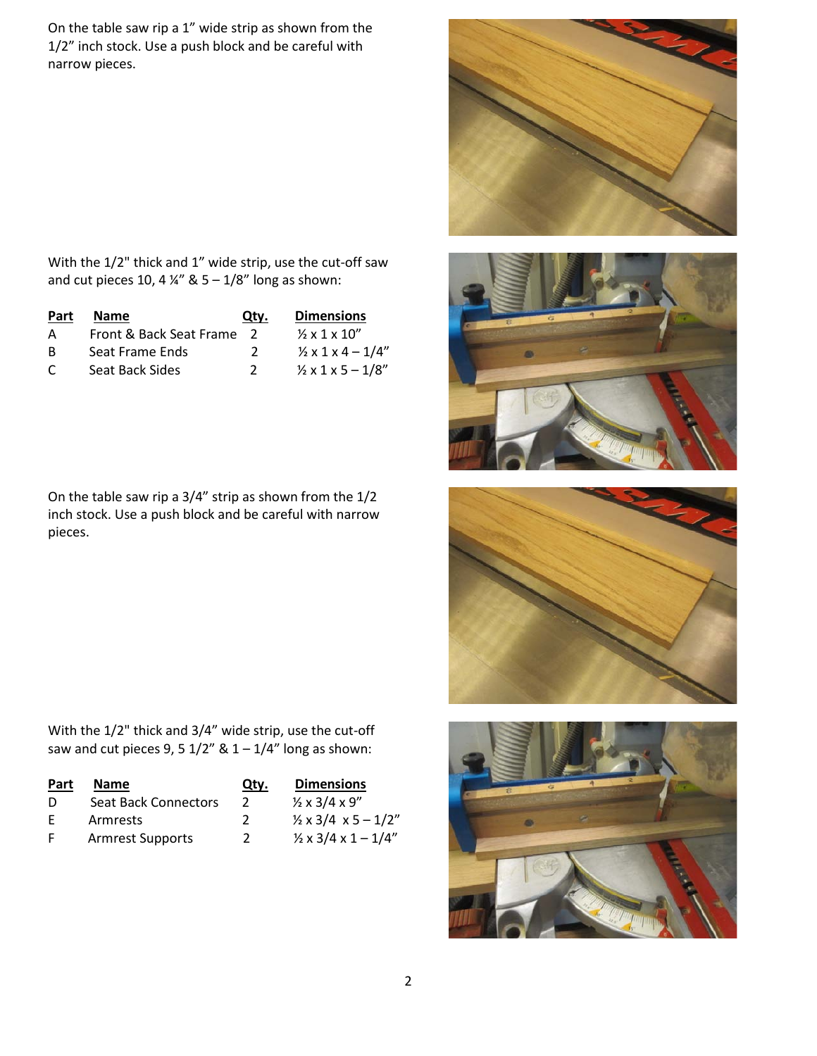On the table saw rip a 1" wide strip as shown from the 1/2" inch stock. Use a push block and be careful with narrow pieces.

With the 1/2" thick and 1" wide strip, use the cut-off saw and cut pieces 10, 4 ¼" & 5 – 1/8" long as shown:

| Part | Name | Qty. | Dimensions |
|---|---|---|---|
| A | Front & Back Seat Frame | 2 | ½ x 1 x 10" |
| B | Seat Frame Ends | 2 | ½ x 1 x 4 – 1/4" |
| C | Seat Back Sides | 2 | ½ x 1 x 5 – 1/8" |

On the table saw rip a 3/4" strip as shown from the 1/2 inch stock. Use a push block and be careful with narrow pieces.

With the 1/2" thick and 3/4" wide strip, use the cut-off saw and cut pieces 9, 5 1/2" & 1 – 1/4" long as shown:

| Part | Name | Qty. | Dimensions |
|---|---|---|---|
| D | Seat Back Connectors | 2 | ½ x 3/4 x 9" |
| E | Armrests | 2 | ½ x 3/4 x 5 – 1/2" |
| F | Armrest Supports | 2 | ½ x 3/4 x 1 – 1/4" |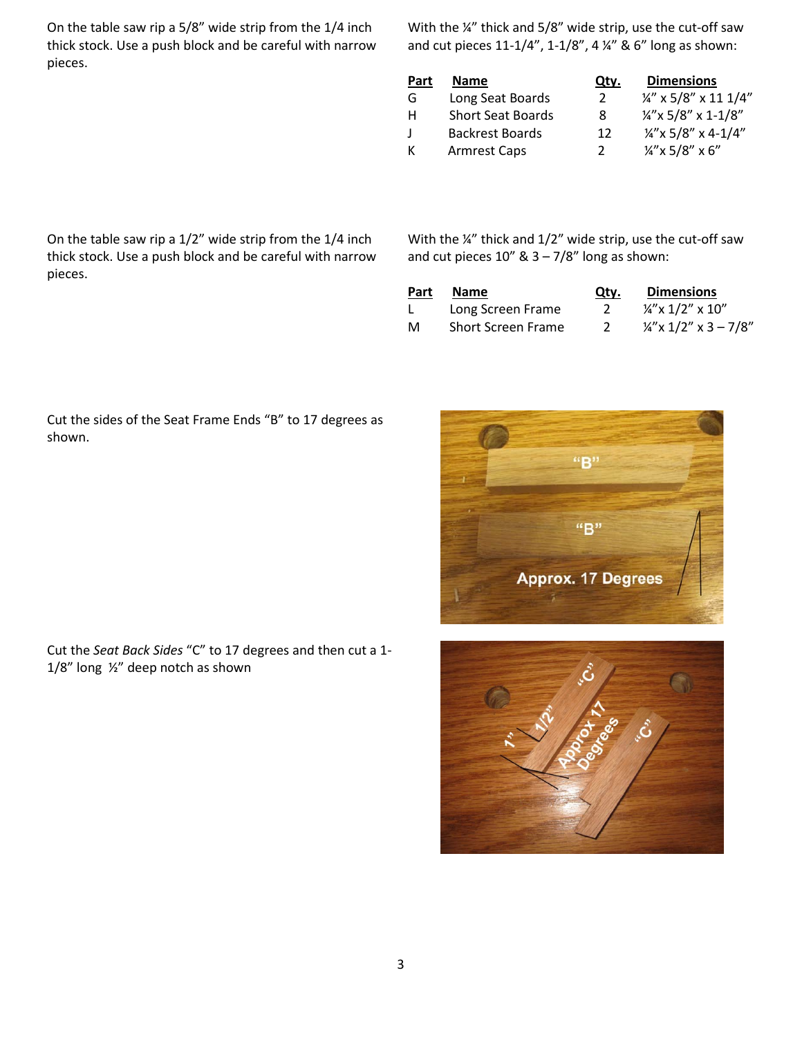On the table saw rip a 5/8" wide strip from the 1/4 inch thick stock. Use a push block and be careful with narrow pieces.

With the ¼" thick and 5/8" wide strip, use the cut-off saw and cut pieces 11-1/4", 1-1/8", 4 ¼" & 6" long as shown:

| Part | Name | Qty. | Dimensions |
|---|---|---|---|
| G | Long Seat Boards | 2 | ¼" x 5/8" x 11 1/4" |
| H | Short Seat Boards | 8 | ¼"x 5/8" x 1-1/8" |
| J | Backrest Boards | 12 | ¼"x 5/8" x 4-1/4" |
| K | Armrest Caps | 2 | ¼"x 5/8" x 6" |

On the table saw rip a 1/2" wide strip from the 1/4 inch thick stock. Use a push block and be careful with narrow pieces.

With the ¼" thick and 1/2" wide strip, use the cut-off saw and cut pieces 10" & 3 – 7/8" long as shown:

| Part | Name | Qty. | Dimensions |
|---|---|---|---|
| L | Long Screen Frame | 2 | ¼"x 1/2" x 10" |
| M | Short Screen Frame | 2 | ¼"x 1/2" x 3 – 7/8" |

Cut the sides of the Seat Frame Ends "B" to 17 degrees as shown.

Cut the *Seat Back Sides* "C" to 17 degrees and then cut a 1-1/8" long ½" deep notch as shown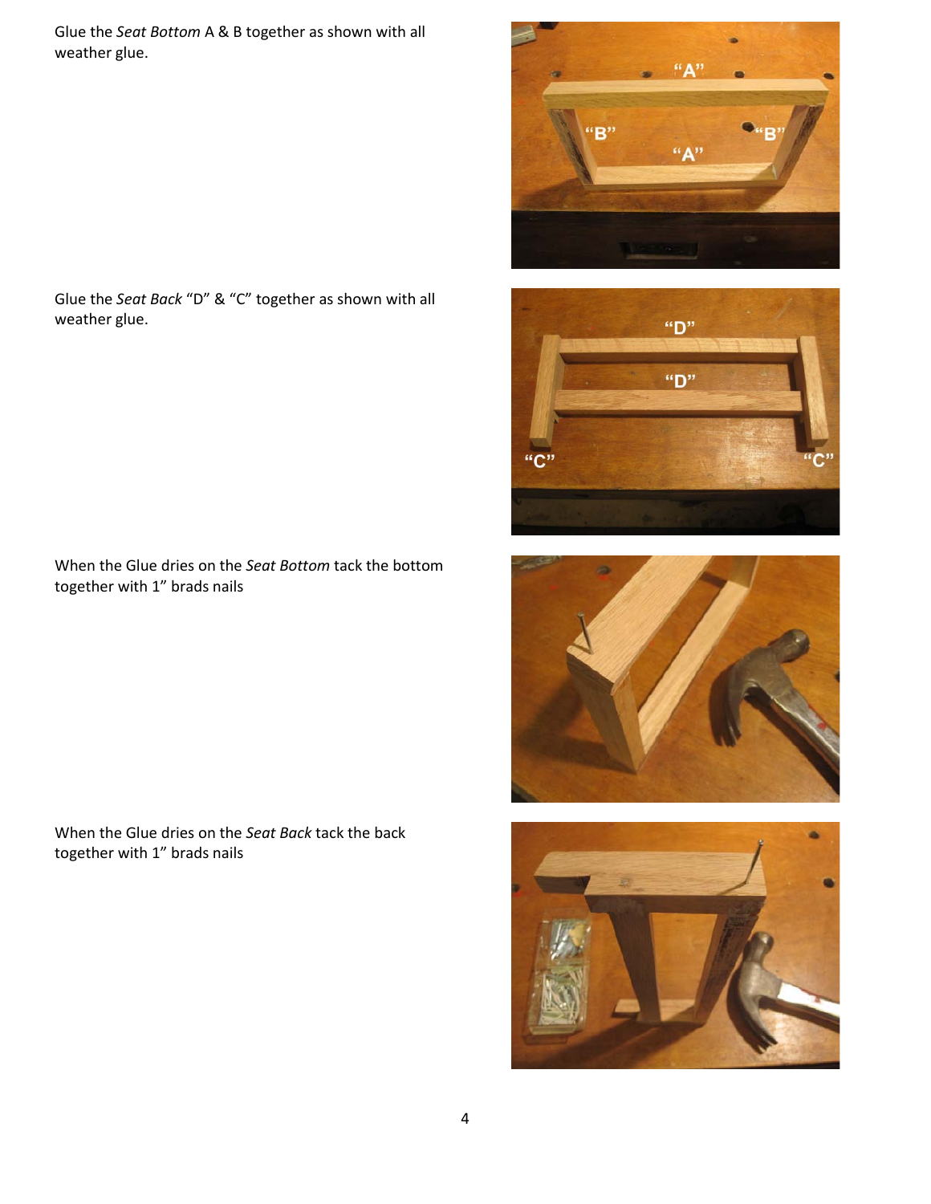Glue the *Seat Bottom* A & B together as shown with all weather glue.

Glue the *Seat Back* “D” & “C” together as shown with all weather glue.

When the Glue dries on the *Seat Bottom* tack the bottom together with 1” brads nails

When the Glue dries on the *Seat Back* tack the back together with 1” brads nails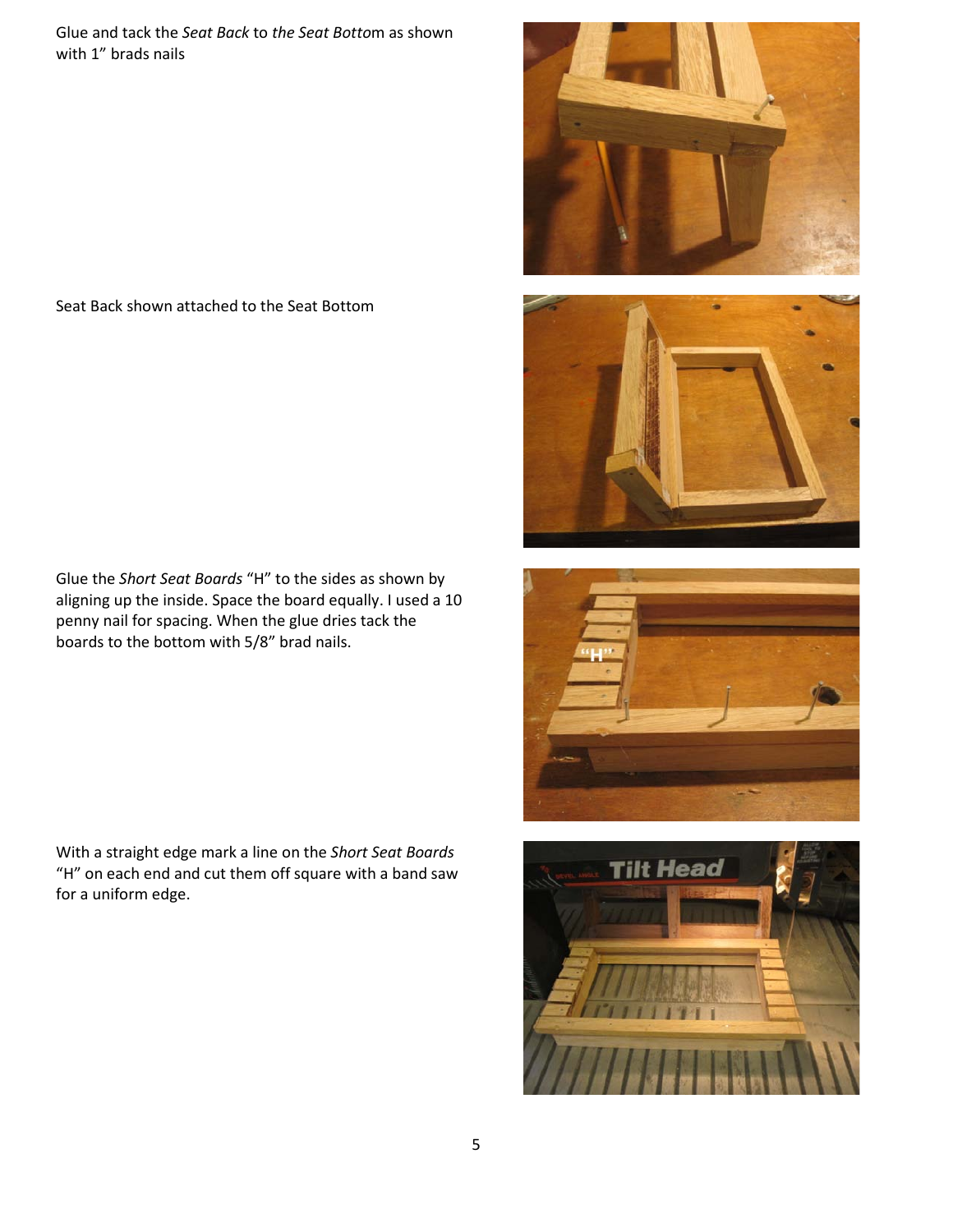Glue and tack the *Seat Back* to *the Seat Botto*m as shown with 1” brads nails

Seat Back shown attached to the Seat Bottom

Glue the *Short Seat Boards* “H” to the sides as shown by aligning up the inside. Space the board equally. I used a 10 penny nail for spacing. When the glue dries tack the boards to the bottom with 5/8” brad nails.

With a straight edge mark a line on the *Short Seat Boards* “H” on each end and cut them off square with a band saw for a uniform edge.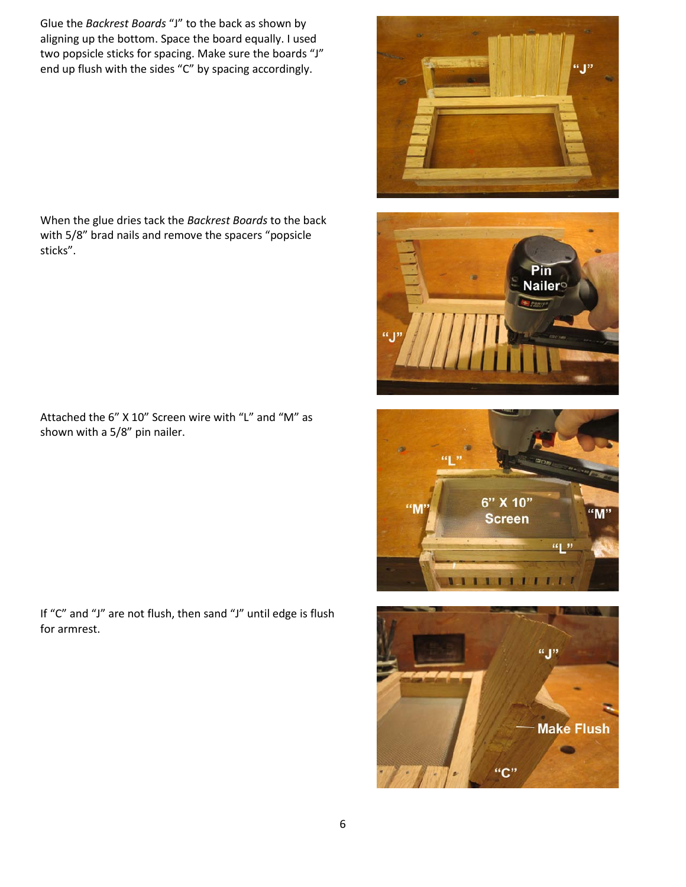Glue the *Backrest Boards* "J" to the back as shown by aligning up the bottom. Space the board equally. I used two popsicle sticks for spacing. Make sure the boards "J" end up flush with the sides "C" by spacing accordingly.

When the glue dries tack the *Backrest Boards* to the back with 5/8" brad nails and remove the spacers "popsicle sticks".

Attached the 6" X 10" Screen wire with "L" and "M" as shown with a 5/8" pin nailer.

If "C" and "J" are not flush, then sand "J" until edge is flush for armrest.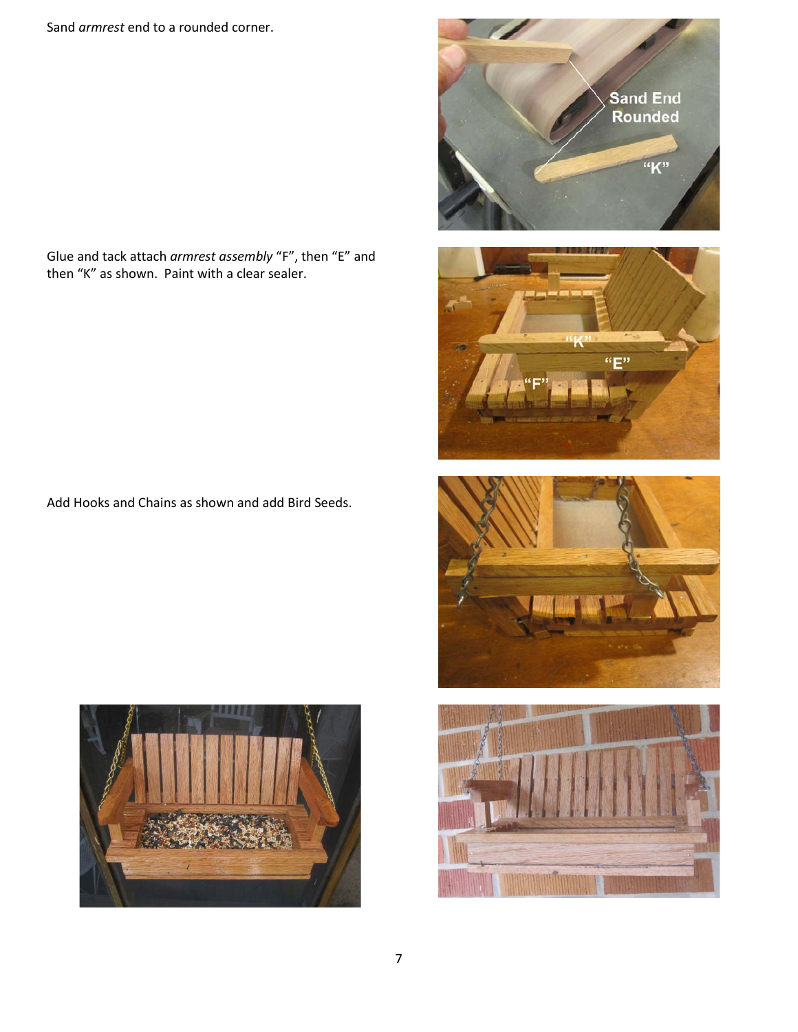Sand *armrest* end to a rounded corner.

Glue and tack attach *armrest assembly* “F”, then “E” and then “K” as shown. Paint with a clear sealer.

Add Hooks and Chains as shown and add Bird Seeds.